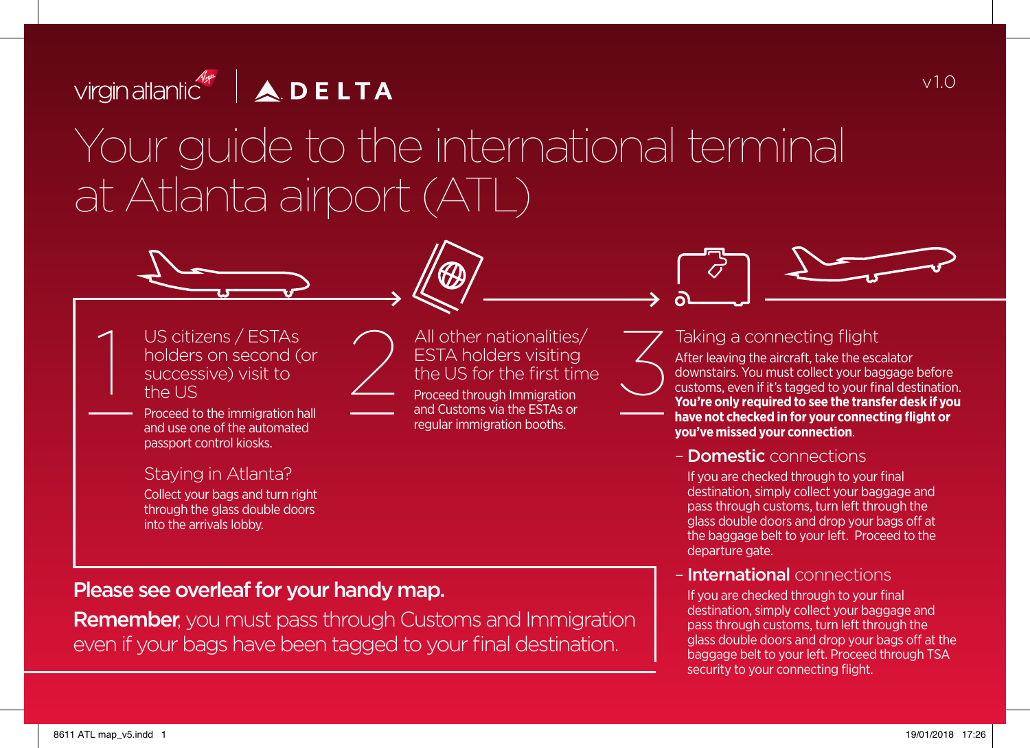virgin atlantic | DELTA

v1.0

# Your guide to the international terminal at Atlanta airport (ATL)

## 1 US citizens / ESTAs holders on second (or successive) visit to the US

Proceed to the immigration hall and use one of the automated passport control kiosks.

### Staying in Atlanta?

Collect your bags and turn right through the glass double doors into the arrivals lobby.

## 2 All other nationalities/ ESTA holders visiting the US for the first time

Proceed through Immigration and Customs via the ESTAs or regular immigration booths.

## 3 Taking a connecting flight

After leaving the aircraft, take the escalator downstairs. You must collect your baggage before customs, even if it's tagged to your final destination. **You're only required to see the transfer desk if you have not checked in for your connecting flight or you've missed your connection**.

### – **Domestic** connections

If you are checked through to your final destination, simply collect your baggage and pass through customs, turn left through the glass double doors and drop your bags off at the baggage belt to your left. Proceed to the departure gate.

### – **International** connections

If you are checked through to your final destination, simply collect your baggage and pass through customs, turn left through the glass double doors and drop your bags off at the baggage belt to your left. Proceed through TSA security to your connecting flight.

**Please see overleaf for your handy map.**

**Remember**, you must pass through Customs and Immigration even if your bags have been tagged to your final destination.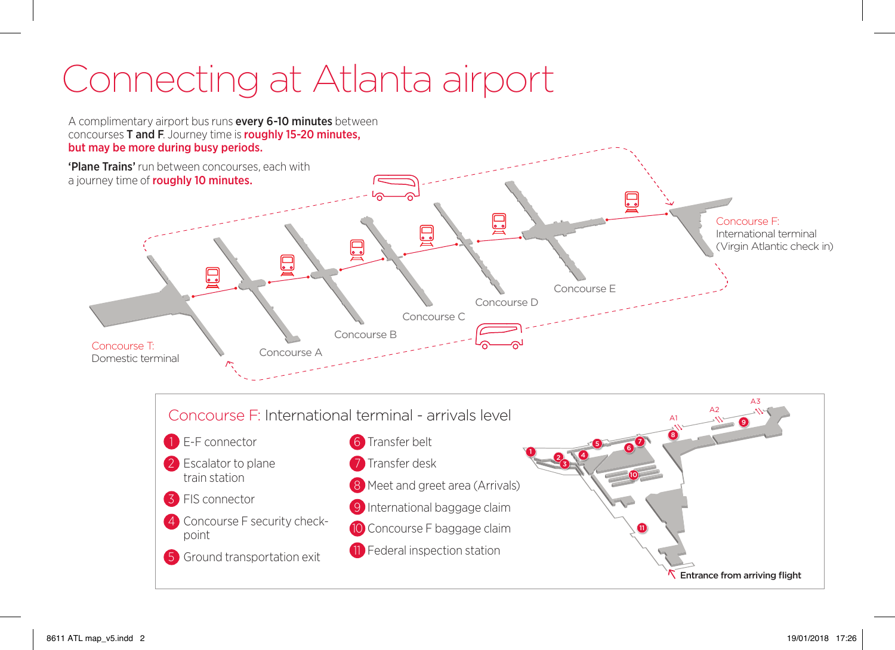# Connecting at Atlanta airport

A complimentary airport bus runs **every 6-10 minutes** between concourses **T and F**. Journey time is **roughly 15-20 minutes, but may be more during busy periods.**

**'Plane Trains'** run between concourses, each with a journey time of **roughly 10 minutes.**

Concourse T:
Domestic terminal

Concourse A

Concourse B

Concourse C

Concourse D

Concourse E

Concourse F:
International terminal
(Virgin Atlantic check in)

## Concourse F: International terminal - arrivals level

1. E-F connector
2. Escalator to plane train station
3. FIS connector
4. Concourse F security check-point
5. Ground transportation exit
6. Transfer belt
7. Transfer desk
8. Meet and greet area (Arrivals)
9. International baggage claim
10. Concourse F baggage claim
11. Federal inspection station

A1

A2

A3

Entrance from arriving flight